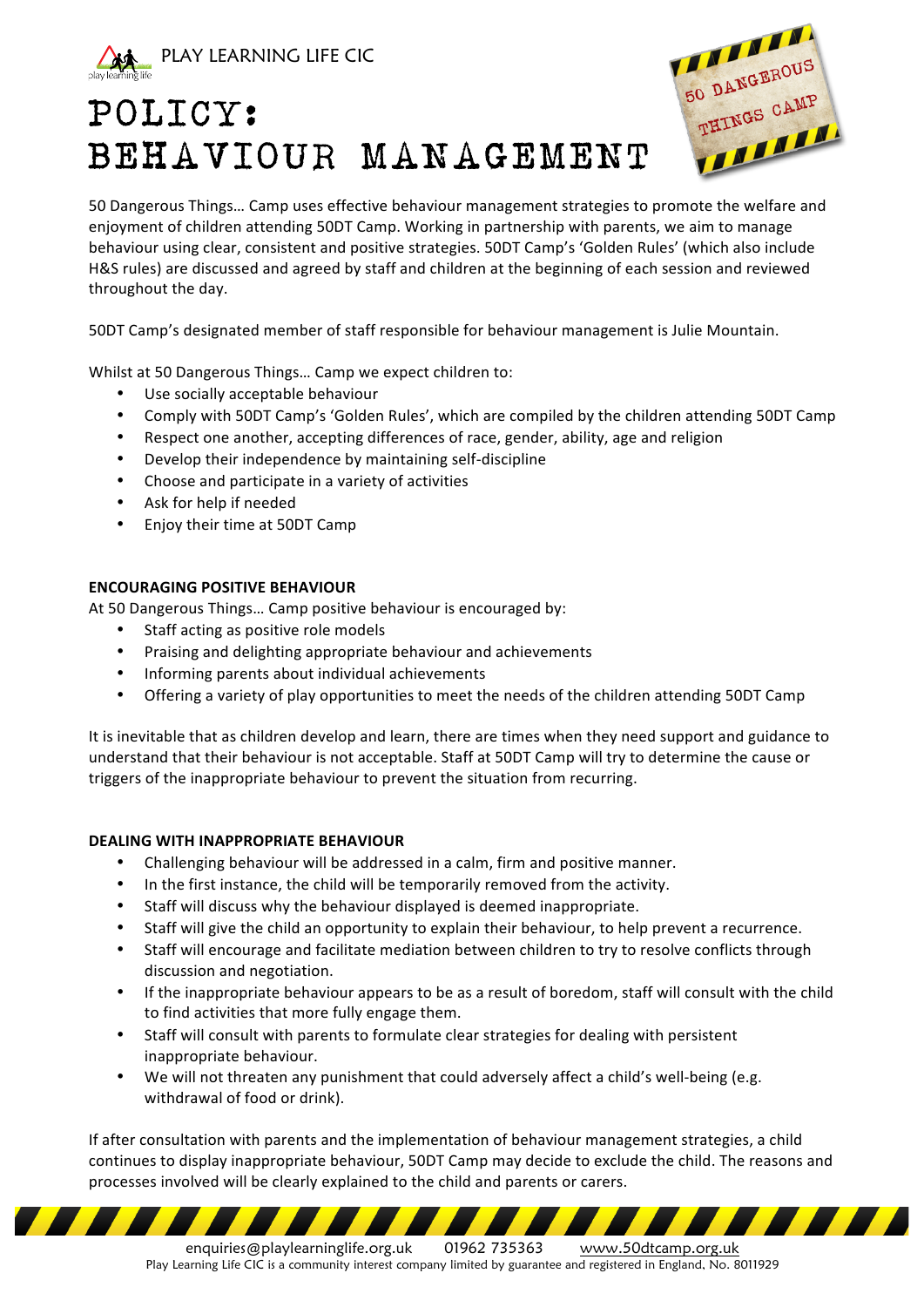PLAY LEARNING LIFE CIC

# POLICY: BEHAVIOUR MANAGEMENT

50 DANGEROUS THINGS CAMP

50 Dangerous Things… Camp uses effective behaviour management strategies to promote the welfare and enjoyment of children attending 50DT Camp. Working in partnership with parents, we aim to manage behaviour using clear, consistent and positive strategies. 50DT Camp's 'Golden Rules' (which also include H&S rules) are discussed and agreed by staff and children at the beginning of each session and reviewed throughout the day.

50DT Camp's designated member of staff responsible for behaviour management is Julie Mountain.

Whilst at 50 Dangerous Things… Camp we expect children to:

- Use socially acceptable behaviour
- Comply with 50DT Camp's 'Golden Rules', which are compiled by the children attending 50DT Camp
- Respect one another, accepting differences of race, gender, ability, age and religion
- Develop their independence by maintaining self-discipline
- Choose and participate in a variety of activities
- Ask for help if needed
- Enjoy their time at 50DT Camp

**ENCOURAGING POSITIVE BEHAVIOUR**

At 50 Dangerous Things… Camp positive behaviour is encouraged by:

- Staff acting as positive role models
- Praising and delighting appropriate behaviour and achievements
- Informing parents about individual achievements
- Offering a variety of play opportunities to meet the needs of the children attending 50DT Camp

It is inevitable that as children develop and learn, there are times when they need support and guidance to understand that their behaviour is not acceptable. Staff at 50DT Camp will try to determine the cause or triggers of the inappropriate behaviour to prevent the situation from recurring.

**DEALING WITH INAPPROPRIATE BEHAVIOUR**

- Challenging behaviour will be addressed in a calm, firm and positive manner.
- In the first instance, the child will be temporarily removed from the activity.
- Staff will discuss why the behaviour displayed is deemed inappropriate.
- Staff will give the child an opportunity to explain their behaviour, to help prevent a recurrence.
- Staff will encourage and facilitate mediation between children to try to resolve conflicts through discussion and negotiation.
- If the inappropriate behaviour appears to be as a result of boredom, staff will consult with the child to find activities that more fully engage them.
- Staff will consult with parents to formulate clear strategies for dealing with persistent inappropriate behaviour.
- We will not threaten any punishment that could adversely affect a child's well-being (e.g. withdrawal of food or drink).

If after consultation with parents and the implementation of behaviour management strategies, a child continues to display inappropriate behaviour, 50DT Camp may decide to exclude the child. The reasons and processes involved will be clearly explained to the child and parents or carers.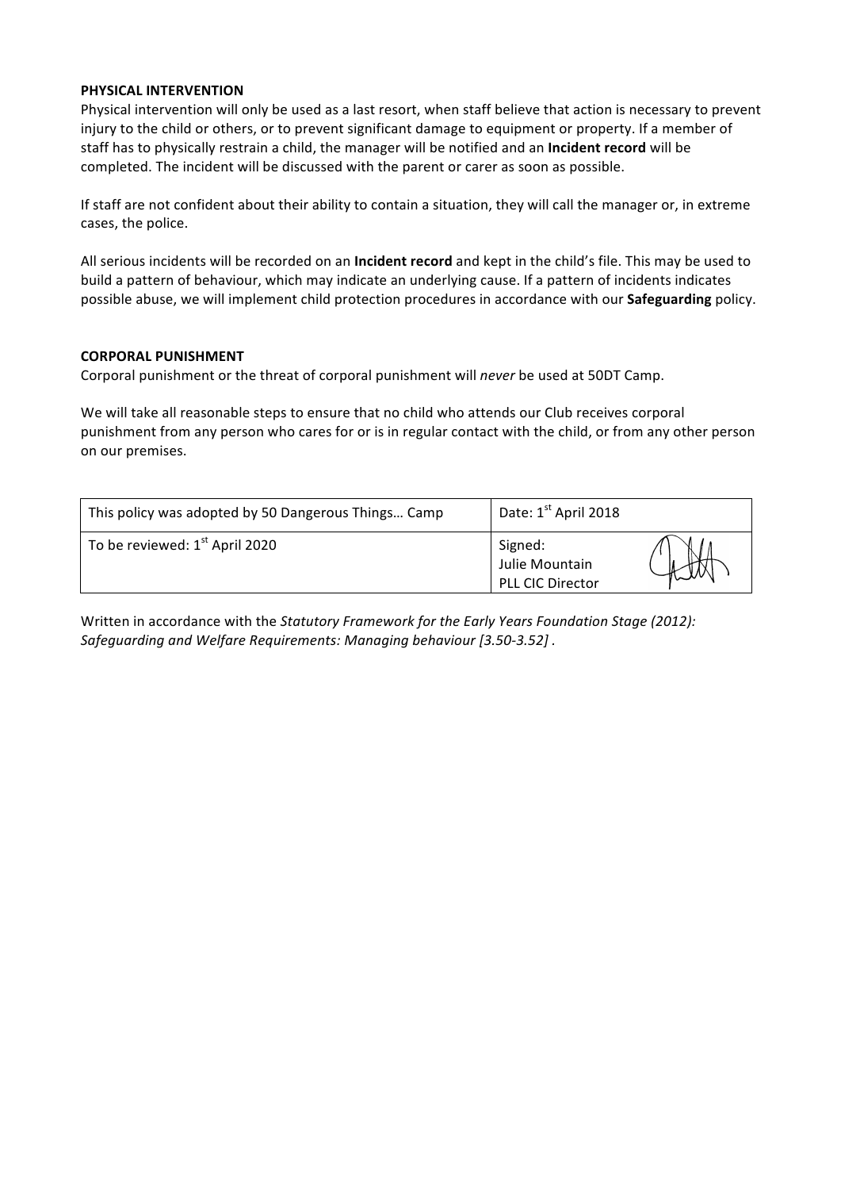**PHYSICAL INTERVENTION**

Physical intervention will only be used as a last resort, when staff believe that action is necessary to prevent injury to the child or others, or to prevent significant damage to equipment or property. If a member of staff has to physically restrain a child, the manager will be notified and an **Incident record** will be completed. The incident will be discussed with the parent or carer as soon as possible.

If staff are not confident about their ability to contain a situation, they will call the manager or, in extreme cases, the police.

All serious incidents will be recorded on an **Incident record** and kept in the child's file. This may be used to build a pattern of behaviour, which may indicate an underlying cause. If a pattern of incidents indicates possible abuse, we will implement child protection procedures in accordance with our **Safeguarding** policy.

**CORPORAL PUNISHMENT**

Corporal punishment or the threat of corporal punishment will *never* be used at 50DT Camp.

We will take all reasonable steps to ensure that no child who attends our Club receives corporal punishment from any person who cares for or is in regular contact with the child, or from any other person on our premises.

| | |
|---|---|
| This policy was adopted by 50 Dangerous Things… Camp | Date: 1st April 2018 |
| To be reviewed: 1st April 2020 | Signed:<br>Julie Mountain<br>PLL CIC Director |

Written in accordance with the *Statutory Framework for the Early Years Foundation Stage (2012): Safeguarding and Welfare Requirements: Managing behaviour [3.50-3.52]* .